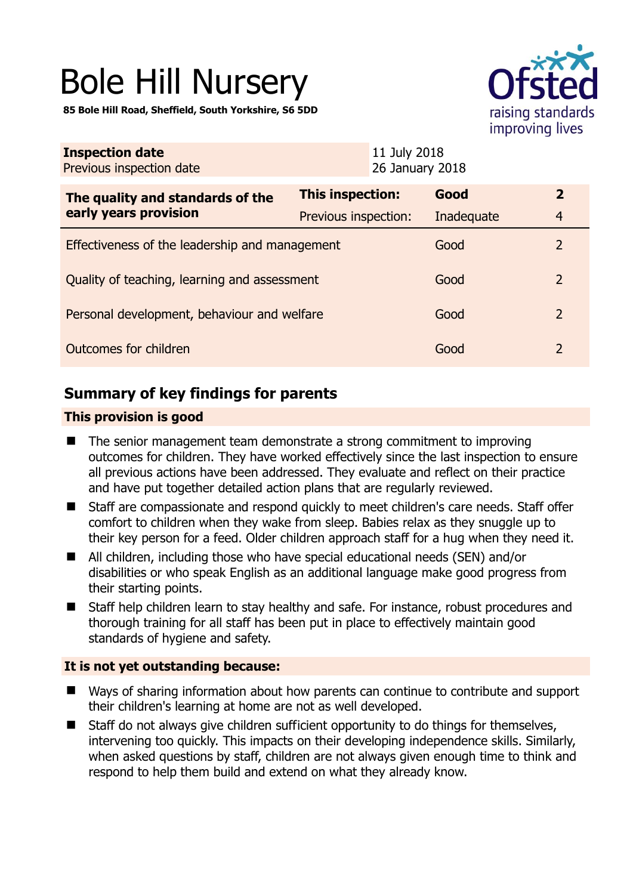# Bole Hill Nursery

**85 Bole Hill Road, Sheffield, South Yorkshire, S6 5DD**

| | |
|---|---|
| **Inspection date** | 11 July 2018 |
| Previous inspection date | 26 January 2018 |

| **The quality and standards of the early years provision** | **This inspection:** | **Good** | **2** |
|---|---|---|---|
| | Previous inspection: | Inadequate | 4 |
| Effectiveness of the leadership and management | | Good | 2 |
| Quality of teaching, learning and assessment | | Good | 2 |
| Personal development, behaviour and welfare | | Good | 2 |
| Outcomes for children | | Good | 2 |

## Summary of key findings for parents

### This provision is good

- The senior management team demonstrate a strong commitment to improving outcomes for children. They have worked effectively since the last inspection to ensure all previous actions have been addressed. They evaluate and reflect on their practice and have put together detailed action plans that are regularly reviewed.
- Staff are compassionate and respond quickly to meet children's care needs. Staff offer comfort to children when they wake from sleep. Babies relax as they snuggle up to their key person for a feed. Older children approach staff for a hug when they need it.
- All children, including those who have special educational needs (SEN) and/or disabilities or who speak English as an additional language make good progress from their starting points.
- Staff help children learn to stay healthy and safe. For instance, robust procedures and thorough training for all staff has been put in place to effectively maintain good standards of hygiene and safety.

### It is not yet outstanding because:

- Ways of sharing information about how parents can continue to contribute and support their children's learning at home are not as well developed.
- Staff do not always give children sufficient opportunity to do things for themselves, intervening too quickly. This impacts on their developing independence skills. Similarly, when asked questions by staff, children are not always given enough time to think and respond to help them build and extend on what they already know.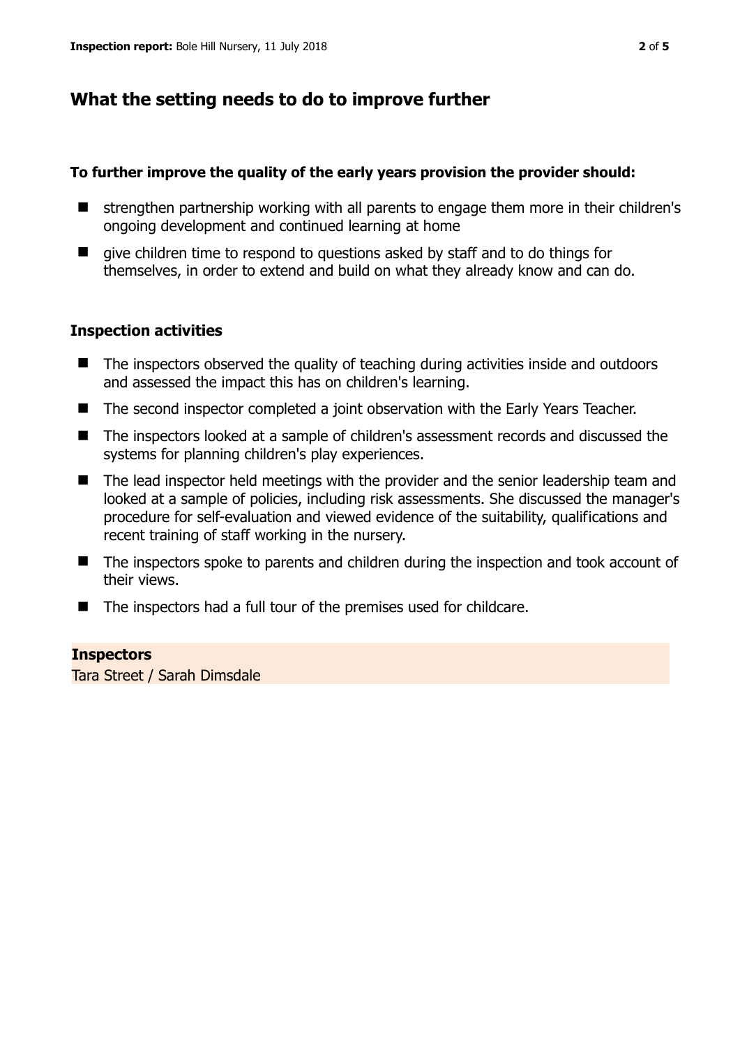## What the setting needs to do to improve further

**To further improve the quality of the early years provision the provider should:**

- strengthen partnership working with all parents to engage them more in their children's ongoing development and continued learning at home
- give children time to respond to questions asked by staff and to do things for themselves, in order to extend and build on what they already know and can do.

### Inspection activities

- The inspectors observed the quality of teaching during activities inside and outdoors and assessed the impact this has on children's learning.
- The second inspector completed a joint observation with the Early Years Teacher.
- The inspectors looked at a sample of children's assessment records and discussed the systems for planning children's play experiences.
- The lead inspector held meetings with the provider and the senior leadership team and looked at a sample of policies, including risk assessments. She discussed the manager's procedure for self-evaluation and viewed evidence of the suitability, qualifications and recent training of staff working in the nursery.
- The inspectors spoke to parents and children during the inspection and took account of their views.
- The inspectors had a full tour of the premises used for childcare.

**Inspectors**
Tara Street / Sarah Dimsdale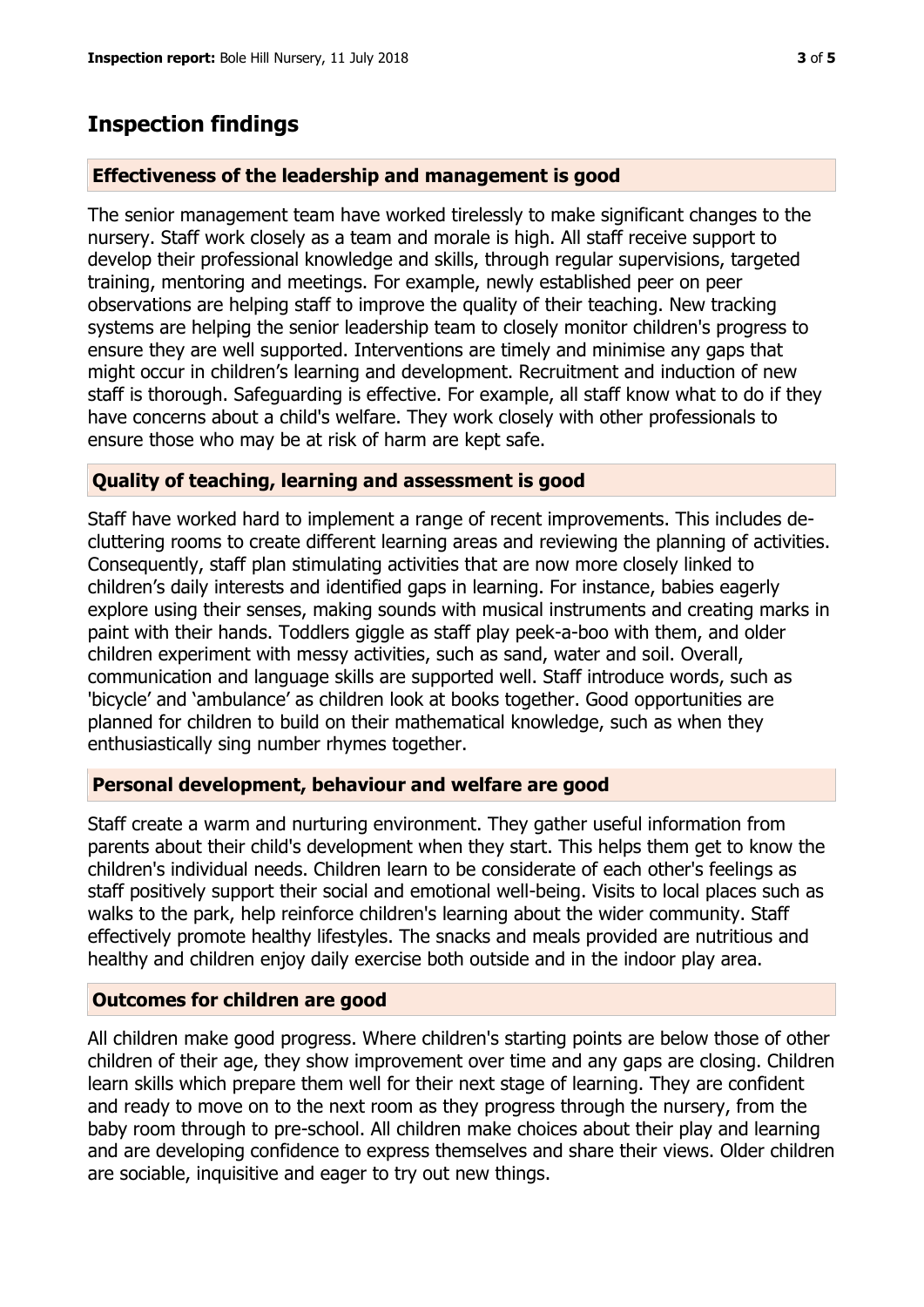## Inspection findings

### Effectiveness of the leadership and management is good

The senior management team have worked tirelessly to make significant changes to the nursery. Staff work closely as a team and morale is high. All staff receive support to develop their professional knowledge and skills, through regular supervisions, targeted training, mentoring and meetings. For example, newly established peer on peer observations are helping staff to improve the quality of their teaching. New tracking systems are helping the senior leadership team to closely monitor children's progress to ensure they are well supported. Interventions are timely and minimise any gaps that might occur in children's learning and development. Recruitment and induction of new staff is thorough. Safeguarding is effective. For example, all staff know what to do if they have concerns about a child's welfare. They work closely with other professionals to ensure those who may be at risk of harm are kept safe.

### Quality of teaching, learning and assessment is good

Staff have worked hard to implement a range of recent improvements. This includes de-cluttering rooms to create different learning areas and reviewing the planning of activities. Consequently, staff plan stimulating activities that are now more closely linked to children's daily interests and identified gaps in learning. For instance, babies eagerly explore using their senses, making sounds with musical instruments and creating marks in paint with their hands. Toddlers giggle as staff play peek-a-boo with them, and older children experiment with messy activities, such as sand, water and soil. Overall, communication and language skills are supported well. Staff introduce words, such as 'bicycle' and 'ambulance' as children look at books together. Good opportunities are planned for children to build on their mathematical knowledge, such as when they enthusiastically sing number rhymes together.

### Personal development, behaviour and welfare are good

Staff create a warm and nurturing environment. They gather useful information from parents about their child's development when they start. This helps them get to know the children's individual needs. Children learn to be considerate of each other's feelings as staff positively support their social and emotional well-being. Visits to local places such as walks to the park, help reinforce children's learning about the wider community. Staff effectively promote healthy lifestyles. The snacks and meals provided are nutritious and healthy and children enjoy daily exercise both outside and in the indoor play area.

### Outcomes for children are good

All children make good progress. Where children's starting points are below those of other children of their age, they show improvement over time and any gaps are closing. Children learn skills which prepare them well for their next stage of learning. They are confident and ready to move on to the next room as they progress through the nursery, from the baby room through to pre-school. All children make choices about their play and learning and are developing confidence to express themselves and share their views. Older children are sociable, inquisitive and eager to try out new things.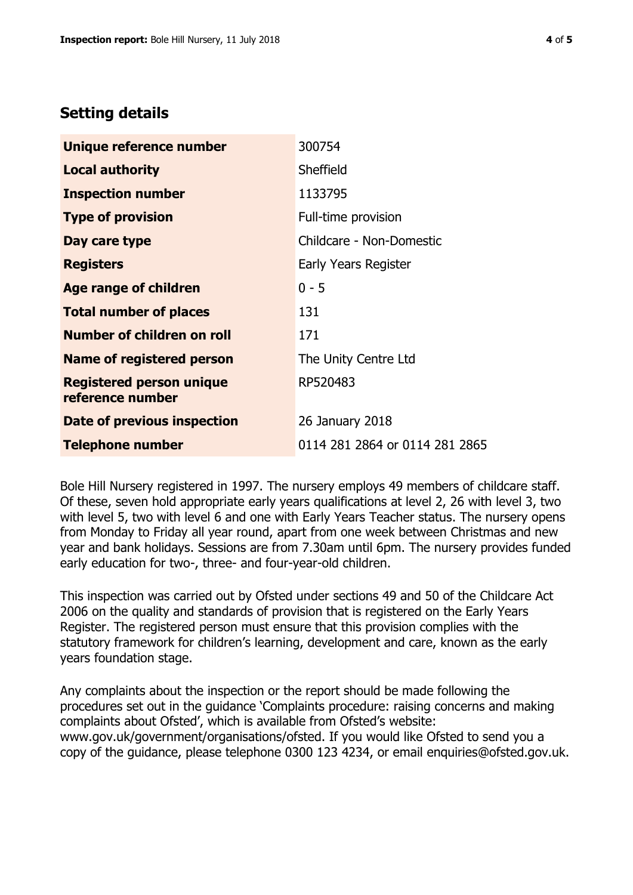## Setting details

| | |
|---|---|
| **Unique reference number** | 300754 |
| **Local authority** | Sheffield |
| **Inspection number** | 1133795 |
| **Type of provision** | Full-time provision |
| **Day care type** | Childcare - Non-Domestic |
| **Registers** | Early Years Register |
| **Age range of children** | 0 - 5 |
| **Total number of places** | 131 |
| **Number of children on roll** | 171 |
| **Name of registered person** | The Unity Centre Ltd |
| **Registered person unique reference number** | RP520483 |
| **Date of previous inspection** | 26 January 2018 |
| **Telephone number** | 0114 281 2864 or 0114 281 2865 |

Bole Hill Nursery registered in 1997. The nursery employs 49 members of childcare staff. Of these, seven hold appropriate early years qualifications at level 2, 26 with level 3, two with level 5, two with level 6 and one with Early Years Teacher status. The nursery opens from Monday to Friday all year round, apart from one week between Christmas and new year and bank holidays. Sessions are from 7.30am until 6pm. The nursery provides funded early education for two-, three- and four-year-old children.

This inspection was carried out by Ofsted under sections 49 and 50 of the Childcare Act 2006 on the quality and standards of provision that is registered on the Early Years Register. The registered person must ensure that this provision complies with the statutory framework for children's learning, development and care, known as the early years foundation stage.

Any complaints about the inspection or the report should be made following the procedures set out in the guidance 'Complaints procedure: raising concerns and making complaints about Ofsted', which is available from Ofsted's website: www.gov.uk/government/organisations/ofsted. If you would like Ofsted to send you a copy of the guidance, please telephone 0300 123 4234, or email enquiries@ofsted.gov.uk.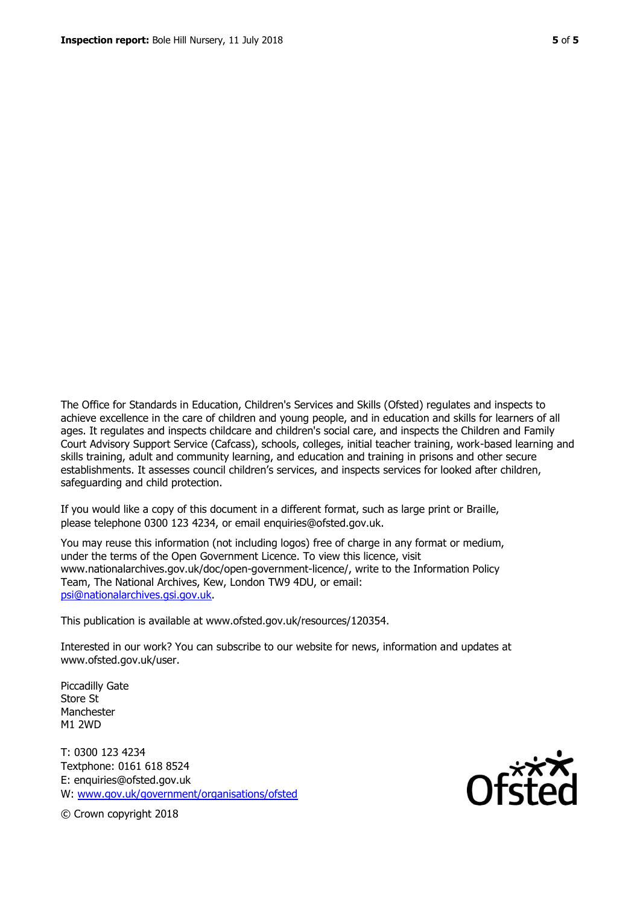The Office for Standards in Education, Children's Services and Skills (Ofsted) regulates and inspects to achieve excellence in the care of children and young people, and in education and skills for learners of all ages. It regulates and inspects childcare and children's social care, and inspects the Children and Family Court Advisory Support Service (Cafcass), schools, colleges, initial teacher training, work-based learning and skills training, adult and community learning, and education and training in prisons and other secure establishments. It assesses council children's services, and inspects services for looked after children, safeguarding and child protection.

If you would like a copy of this document in a different format, such as large print or Braille, please telephone 0300 123 4234, or email enquiries@ofsted.gov.uk.

You may reuse this information (not including logos) free of charge in any format or medium, under the terms of the Open Government Licence. To view this licence, visit www.nationalarchives.gov.uk/doc/open-government-licence/, write to the Information Policy Team, The National Archives, Kew, London TW9 4DU, or email: psi@nationalarchives.gsi.gov.uk.

This publication is available at www.ofsted.gov.uk/resources/120354.

Interested in our work? You can subscribe to our website for news, information and updates at www.ofsted.gov.uk/user.

Piccadilly Gate
Store St
Manchester
M1 2WD

T: 0300 123 4234
Textphone: 0161 618 8524
E: enquiries@ofsted.gov.uk
W: www.gov.uk/government/organisations/ofsted

© Crown copyright 2018